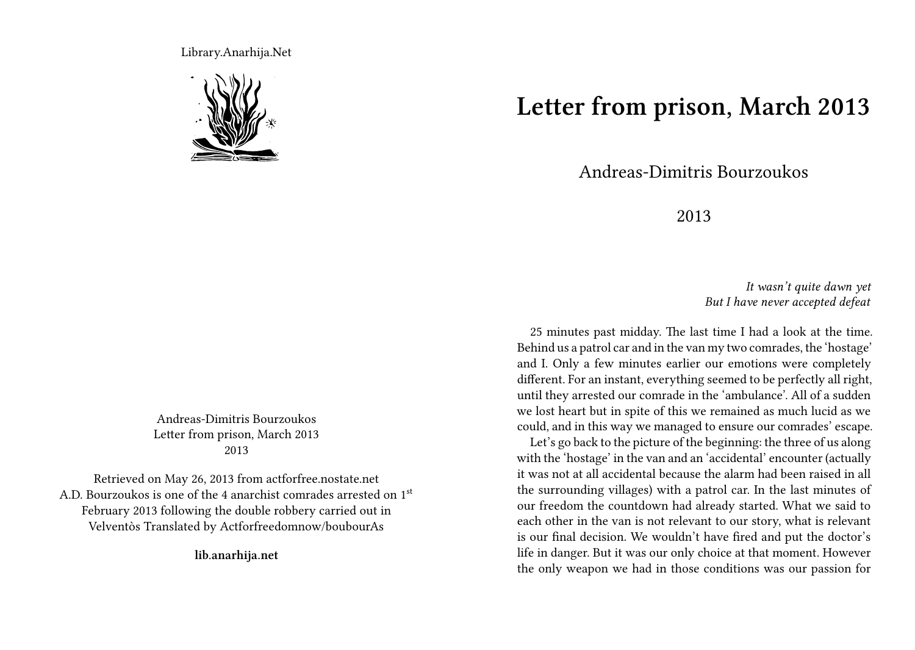Library.Anarhija.Net

Andreas-Dimitris Bourzoukos
Letter from prison, March 2013
2013

Retrieved on May 26, 2013 from actforfree.nostate.net
A.D. Bourzoukos is one of the 4 anarchist comrades arrested on 1st February 2013 following the double robbery carried out in Velventòs Translated by Actforfreedomnow/boubourAs

**lib.anarhija.net**

# Letter from prison, March 2013

Andreas-Dimitris Bourzoukos

2013

*It wasn't quite dawn yet*
*But I have never accepted defeat*

25 minutes past midday. The last time I had a look at the time. Behind us a patrol car and in the van my two comrades, the 'hostage' and I. Only a few minutes earlier our emotions were completely different. For an instant, everything seemed to be perfectly all right, until they arrested our comrade in the 'ambulance'. All of a sudden we lost heart but in spite of this we remained as much lucid as we could, and in this way we managed to ensure our comrades' escape.

Let's go back to the picture of the beginning: the three of us along with the 'hostage' in the van and an 'accidental' encounter (actually it was not at all accidental because the alarm had been raised in all the surrounding villages) with a patrol car. In the last minutes of our freedom the countdown had already started. What we said to each other in the van is not relevant to our story, what is relevant is our final decision. We wouldn't have fired and put the doctor's life in danger. But it was our only choice at that moment. However the only weapon we had in those conditions was our passion for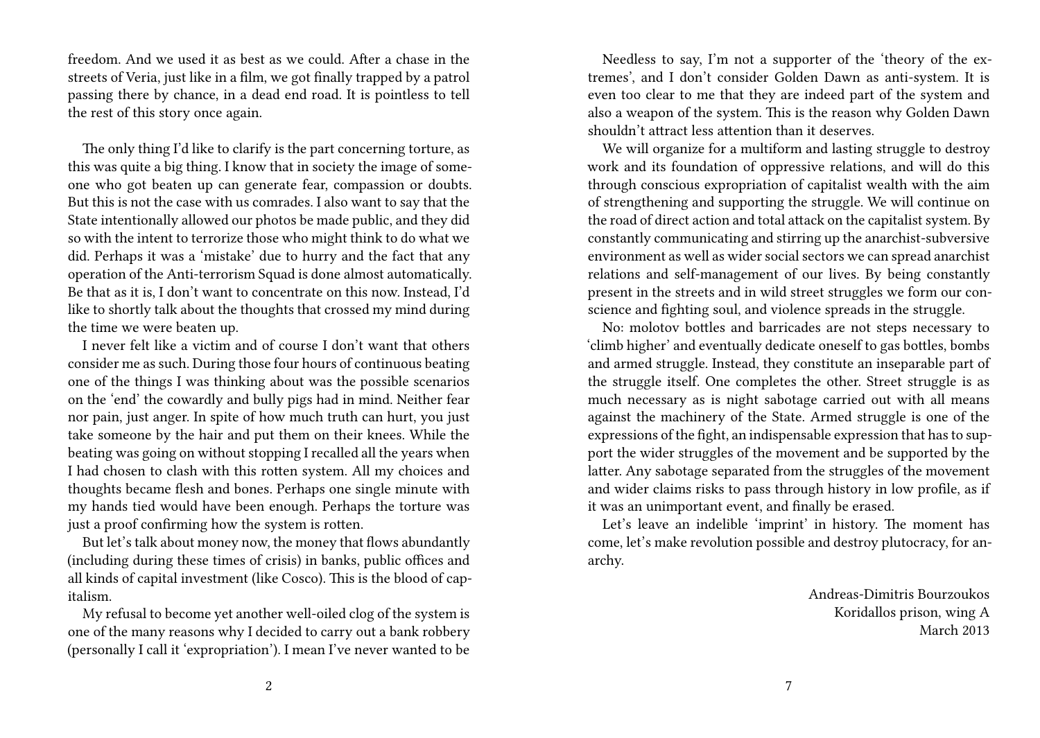freedom. And we used it as best as we could. After a chase in the streets of Veria, just like in a film, we got finally trapped by a patrol passing there by chance, in a dead end road. It is pointless to tell the rest of this story once again.

The only thing I'd like to clarify is the part concerning torture, as this was quite a big thing. I know that in society the image of someone who got beaten up can generate fear, compassion or doubts. But this is not the case with us comrades. I also want to say that the State intentionally allowed our photos be made public, and they did so with the intent to terrorize those who might think to do what we did. Perhaps it was a 'mistake' due to hurry and the fact that any operation of the Anti-terrorism Squad is done almost automatically. Be that as it is, I don't want to concentrate on this now. Instead, I'd like to shortly talk about the thoughts that crossed my mind during the time we were beaten up.

I never felt like a victim and of course I don't want that others consider me as such. During those four hours of continuous beating one of the things I was thinking about was the possible scenarios on the 'end' the cowardly and bully pigs had in mind. Neither fear nor pain, just anger. In spite of how much truth can hurt, you just take someone by the hair and put them on their knees. While the beating was going on without stopping I recalled all the years when I had chosen to clash with this rotten system. All my choices and thoughts became flesh and bones. Perhaps one single minute with my hands tied would have been enough. Perhaps the torture was just a proof confirming how the system is rotten.

But let's talk about money now, the money that flows abundantly (including during these times of crisis) in banks, public offices and all kinds of capital investment (like Cosco). This is the blood of capitalism.

My refusal to become yet another well-oiled clog of the system is one of the many reasons why I decided to carry out a bank robbery (personally I call it 'expropriation'). I mean I've never wanted to be

Needless to say, I'm not a supporter of the 'theory of the extremes', and I don't consider Golden Dawn as anti-system. It is even too clear to me that they are indeed part of the system and also a weapon of the system. This is the reason why Golden Dawn shouldn't attract less attention than it deserves.

We will organize for a multiform and lasting struggle to destroy work and its foundation of oppressive relations, and will do this through conscious expropriation of capitalist wealth with the aim of strengthening and supporting the struggle. We will continue on the road of direct action and total attack on the capitalist system. By constantly communicating and stirring up the anarchist-subversive environment as well as wider social sectors we can spread anarchist relations and self-management of our lives. By being constantly present in the streets and in wild street struggles we form our conscience and fighting soul, and violence spreads in the struggle.

No: molotov bottles and barricades are not steps necessary to 'climb higher' and eventually dedicate oneself to gas bottles, bombs and armed struggle. Instead, they constitute an inseparable part of the struggle itself. One completes the other. Street struggle is as much necessary as is night sabotage carried out with all means against the machinery of the State. Armed struggle is one of the expressions of the fight, an indispensable expression that has to support the wider struggles of the movement and be supported by the latter. Any sabotage separated from the struggles of the movement and wider claims risks to pass through history in low profile, as if it was an unimportant event, and finally be erased.

Let's leave an indelible 'imprint' in history. The moment has come, let's make revolution possible and destroy plutocracy, for anarchy.

Andreas-Dimitris Bourzoukos
Koridallos prison, wing A
March 2013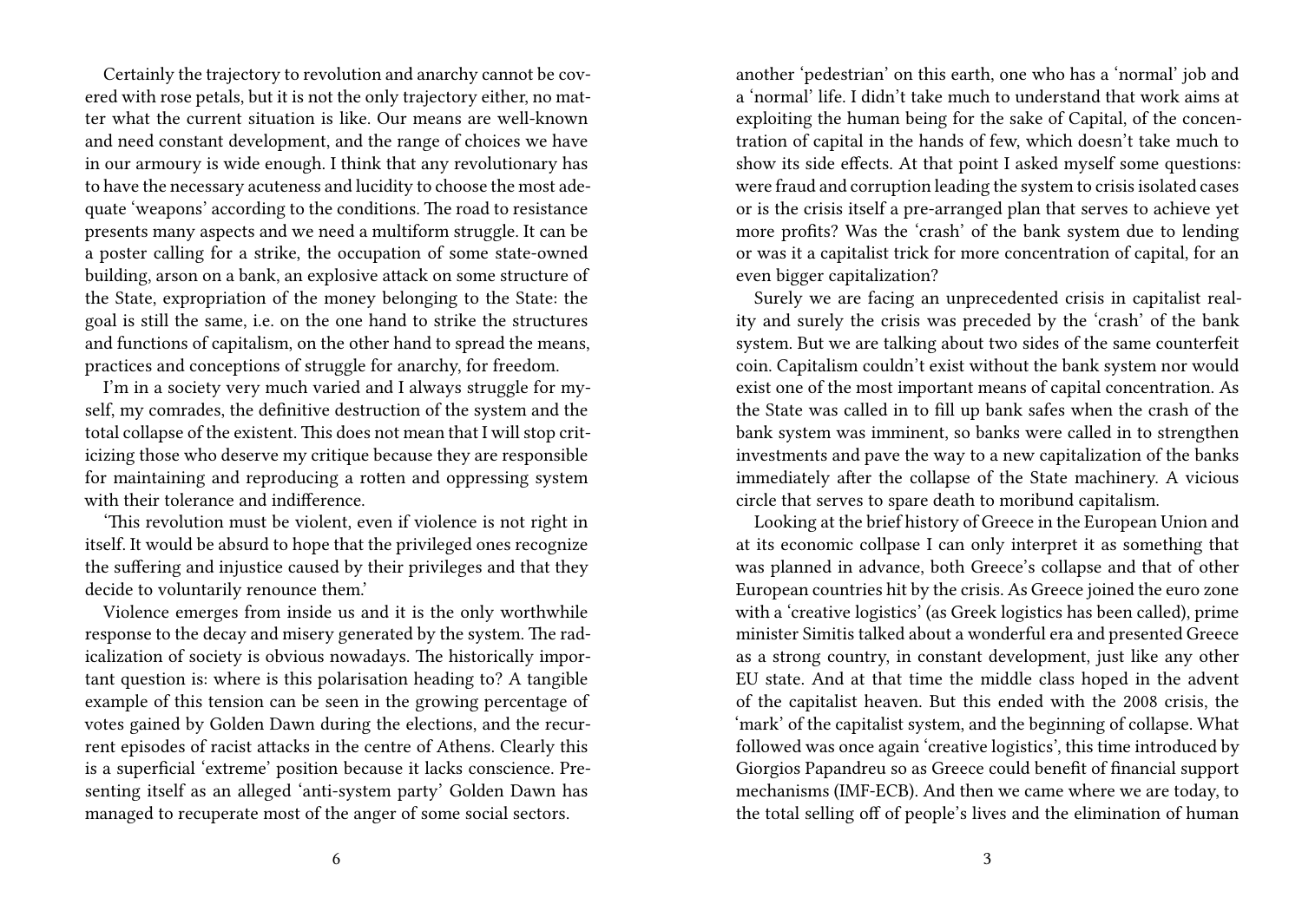Certainly the trajectory to revolution and anarchy cannot be covered with rose petals, but it is not the only trajectory either, no matter what the current situation is like. Our means are well-known and need constant development, and the range of choices we have in our armoury is wide enough. I think that any revolutionary has to have the necessary acuteness and lucidity to choose the most adequate 'weapons' according to the conditions. The road to resistance presents many aspects and we need a multiform struggle. It can be a poster calling for a strike, the occupation of some state-owned building, arson on a bank, an explosive attack on some structure of the State, expropriation of the money belonging to the State: the goal is still the same, i.e. on the one hand to strike the structures and functions of capitalism, on the other hand to spread the means, practices and conceptions of struggle for anarchy, for freedom.

I'm in a society very much varied and I always struggle for myself, my comrades, the definitive destruction of the system and the total collapse of the existent. This does not mean that I will stop criticizing those who deserve my critique because they are responsible for maintaining and reproducing a rotten and oppressing system with their tolerance and indifference.

'This revolution must be violent, even if violence is not right in itself. It would be absurd to hope that the privileged ones recognize the suffering and injustice caused by their privileges and that they decide to voluntarily renounce them.'

Violence emerges from inside us and it is the only worthwhile response to the decay and misery generated by the system. The radicalization of society is obvious nowadays. The historically important question is: where is this polarisation heading to? A tangible example of this tension can be seen in the growing percentage of votes gained by Golden Dawn during the elections, and the recurrent episodes of racist attacks in the centre of Athens. Clearly this is a superficial 'extreme' position because it lacks conscience. Presenting itself as an alleged 'anti-system party' Golden Dawn has managed to recuperate most of the anger of some social sectors.

another 'pedestrian' on this earth, one who has a 'normal' job and a 'normal' life. I didn't take much to understand that work aims at exploiting the human being for the sake of Capital, of the concentration of capital in the hands of few, which doesn't take much to show its side effects. At that point I asked myself some questions: were fraud and corruption leading the system to crisis isolated cases or is the crisis itself a pre-arranged plan that serves to achieve yet more profits? Was the 'crash' of the bank system due to lending or was it a capitalist trick for more concentration of capital, for an even bigger capitalization?

Surely we are facing an unprecedented crisis in capitalist reality and surely the crisis was preceded by the 'crash' of the bank system. But we are talking about two sides of the same counterfeit coin. Capitalism couldn't exist without the bank system nor would exist one of the most important means of capital concentration. As the State was called in to fill up bank safes when the crash of the bank system was imminent, so banks were called in to strengthen investments and pave the way to a new capitalization of the banks immediately after the collapse of the State machinery. A vicious circle that serves to spare death to moribund capitalism.

Looking at the brief history of Greece in the European Union and at its economic collpase I can only interpret it as something that was planned in advance, both Greece's collapse and that of other European countries hit by the crisis. As Greece joined the euro zone with a 'creative logistics' (as Greek logistics has been called), prime minister Simitis talked about a wonderful era and presented Greece as a strong country, in constant development, just like any other EU state. And at that time the middle class hoped in the advent of the capitalist heaven. But this ended with the 2008 crisis, the 'mark' of the capitalist system, and the beginning of collapse. What followed was once again 'creative logistics', this time introduced by Giorgios Papandreu so as Greece could benefit of financial support mechanisms (IMF-ECB). And then we came where we are today, to the total selling off of people's lives and the elimination of human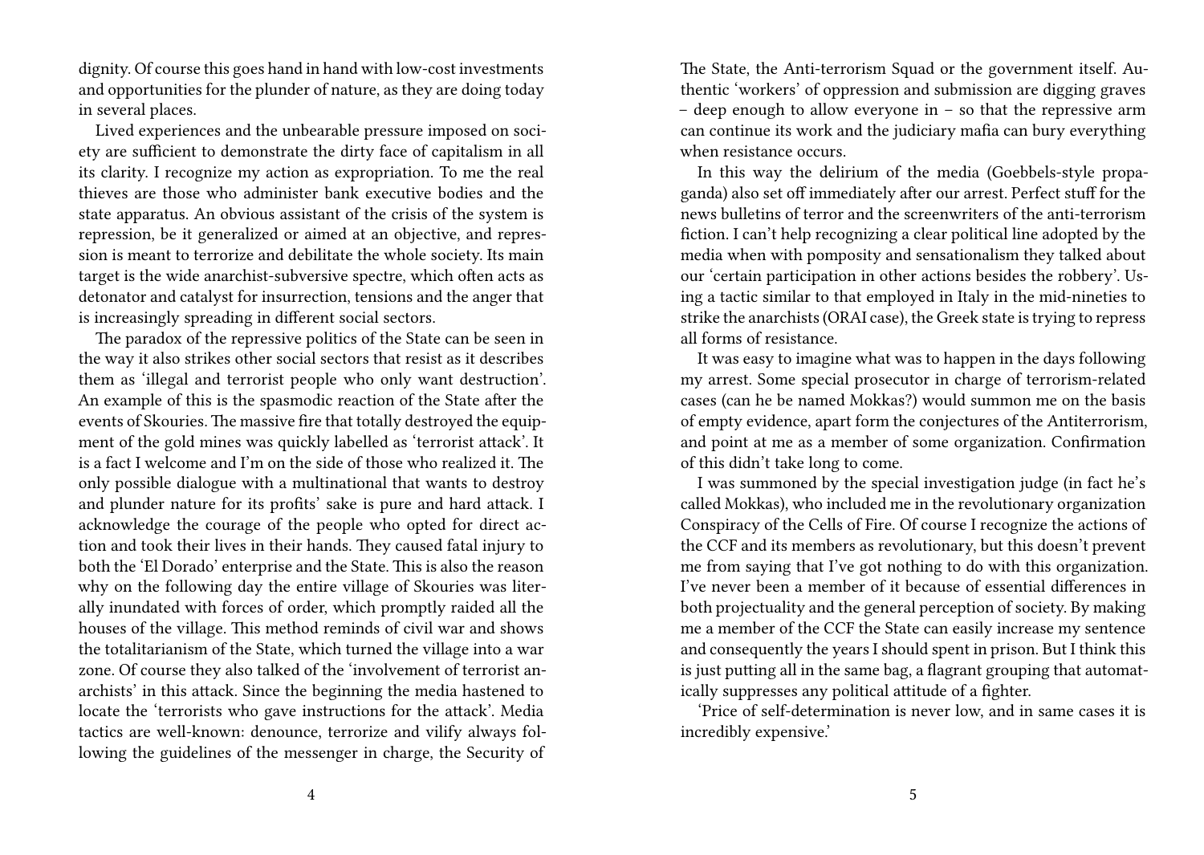dignity. Of course this goes hand in hand with low-cost investments and opportunities for the plunder of nature, as they are doing today in several places.

Lived experiences and the unbearable pressure imposed on society are sufficient to demonstrate the dirty face of capitalism in all its clarity. I recognize my action as expropriation. To me the real thieves are those who administer bank executive bodies and the state apparatus. An obvious assistant of the crisis of the system is repression, be it generalized or aimed at an objective, and repression is meant to terrorize and debilitate the whole society. Its main target is the wide anarchist-subversive spectre, which often acts as detonator and catalyst for insurrection, tensions and the anger that is increasingly spreading in different social sectors.

The paradox of the repressive politics of the State can be seen in the way it also strikes other social sectors that resist as it describes them as 'illegal and terrorist people who only want destruction'. An example of this is the spasmodic reaction of the State after the events of Skouries. The massive fire that totally destroyed the equipment of the gold mines was quickly labelled as 'terrorist attack'. It is a fact I welcome and I'm on the side of those who realized it. The only possible dialogue with a multinational that wants to destroy and plunder nature for its profits' sake is pure and hard attack. I acknowledge the courage of the people who opted for direct action and took their lives in their hands. They caused fatal injury to both the 'El Dorado' enterprise and the State. This is also the reason why on the following day the entire village of Skouries was literally inundated with forces of order, which promptly raided all the houses of the village. This method reminds of civil war and shows the totalitarianism of the State, which turned the village into a war zone. Of course they also talked of the 'involvement of terrorist anarchists' in this attack. Since the beginning the media hastened to locate the 'terrorists who gave instructions for the attack'. Media tactics are well-known: denounce, terrorize and vilify always following the guidelines of the messenger in charge, the Security of The State, the Anti-terrorism Squad or the government itself. Authentic 'workers' of oppression and submission are digging graves – deep enough to allow everyone in – so that the repressive arm can continue its work and the judiciary mafia can bury everything when resistance occurs.

In this way the delirium of the media (Goebbels-style propaganda) also set off immediately after our arrest. Perfect stuff for the news bulletins of terror and the screenwriters of the anti-terrorism fiction. I can't help recognizing a clear political line adopted by the media when with pomposity and sensationalism they talked about our 'certain participation in other actions besides the robbery'. Using a tactic similar to that employed in Italy in the mid-nineties to strike the anarchists (ORAI case), the Greek state is trying to repress all forms of resistance.

It was easy to imagine what was to happen in the days following my arrest. Some special prosecutor in charge of terrorism-related cases (can he be named Mokkas?) would summon me on the basis of empty evidence, apart form the conjectures of the Antiterrorism, and point at me as a member of some organization. Confirmation of this didn't take long to come.

I was summoned by the special investigation judge (in fact he's called Mokkas), who included me in the revolutionary organization Conspiracy of the Cells of Fire. Of course I recognize the actions of the CCF and its members as revolutionary, but this doesn't prevent me from saying that I've got nothing to do with this organization. I've never been a member of it because of essential differences in both projectuality and the general perception of society. By making me a member of the CCF the State can easily increase my sentence and consequently the years I should spent in prison. But I think this is just putting all in the same bag, a flagrant grouping that automatically suppresses any political attitude of a fighter.

'Price of self-determination is never low, and in same cases it is incredibly expensive.'